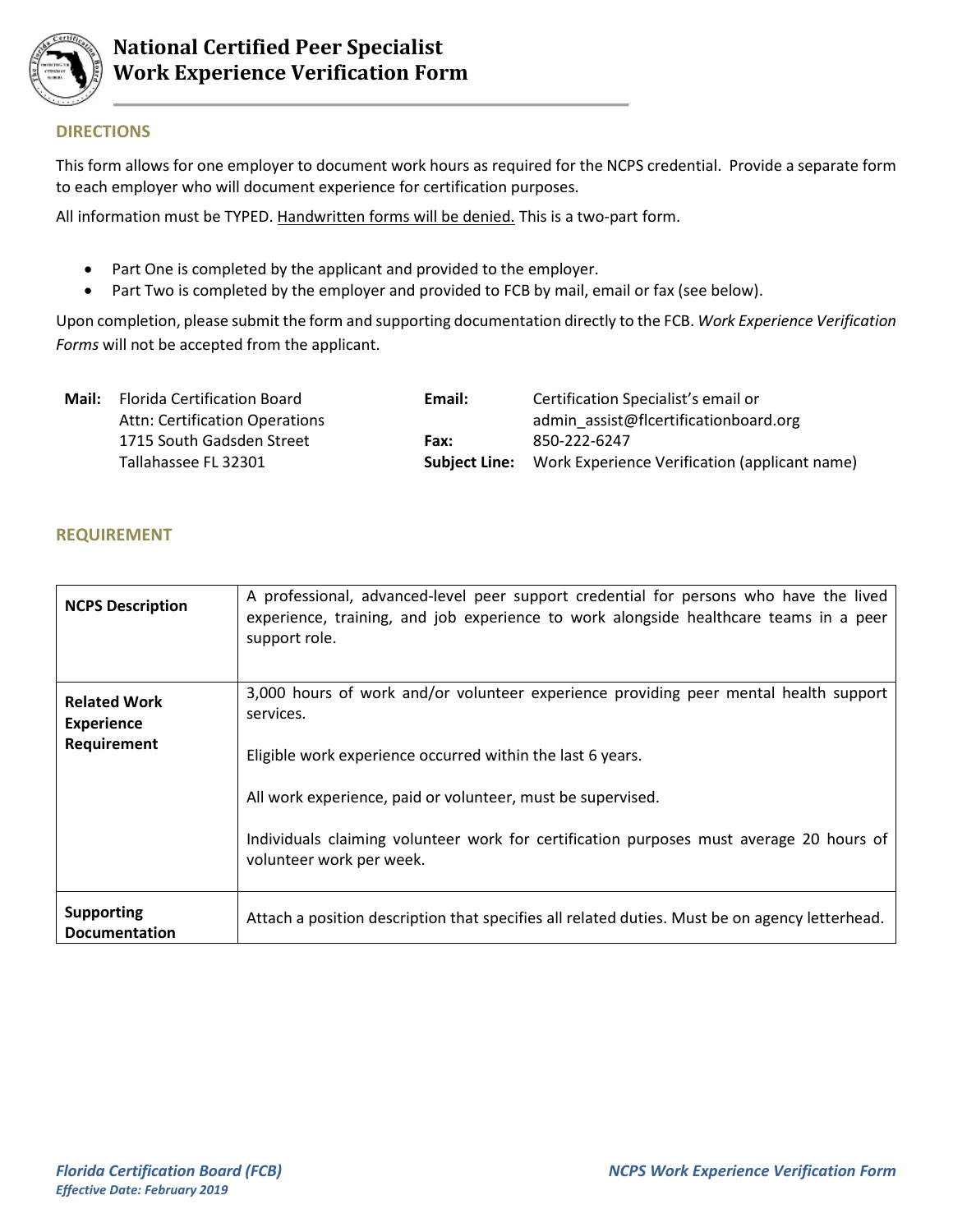# National Certified Peer Specialist Work Experience Verification Form

## DIRECTIONS

This form allows for one employer to document work hours as required for the NCPS credential. Provide a separate form to each employer who will document experience for certification purposes.

All information must be TYPED. Handwritten forms will be denied. This is a two-part form.

- Part One is completed by the applicant and provided to the employer.
- Part Two is completed by the employer and provided to FCB by mail, email or fax (see below).

Upon completion, please submit the form and supporting documentation directly to the FCB. *Work Experience Verification Forms* will not be accepted from the applicant.

**Mail:** Florida Certification Board
Attn: Certification Operations
1715 South Gadsden Street
Tallahassee FL 32301

**Email:** Certification Specialist's email or admin_assist@flcertificationboard.org

**Fax:** 850-222-6247

**Subject Line:** Work Experience Verification (applicant name)

## REQUIREMENT

| | |
|---|---|
| **NCPS Description** | A professional, advanced-level peer support credential for persons who have the lived experience, training, and job experience to work alongside healthcare teams in a peer support role. |
| **Related Work Experience Requirement** | 3,000 hours of work and/or volunteer experience providing peer mental health support services.<br><br>Eligible work experience occurred within the last 6 years.<br><br>All work experience, paid or volunteer, must be supervised.<br><br>Individuals claiming volunteer work for certification purposes must average 20 hours of volunteer work per week. |
| **Supporting Documentation** | Attach a position description that specifies all related duties. Must be on agency letterhead. |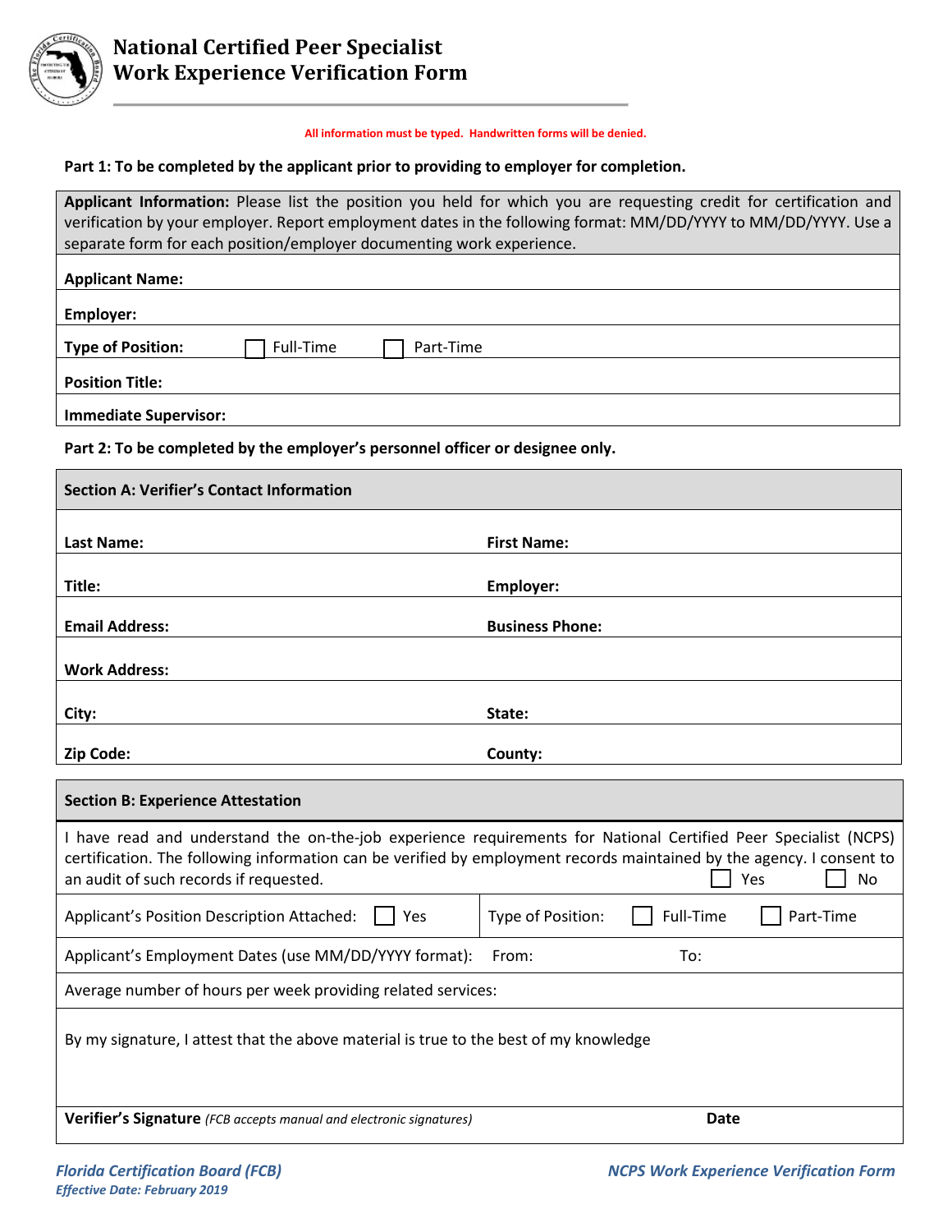# National Certified Peer Specialist
# Work Experience Verification Form

**All information must be typed. Handwritten forms will be denied.**

**Part 1: To be completed by the applicant prior to providing to employer for completion.**

| |
|---|
| **Applicant Information:** Please list the position you held for which you are requesting credit for certification and verification by your employer. Report employment dates in the following format: MM/DD/YYYY to MM/DD/YYYY. Use a separate form for each position/employer documenting work experience. |
| **Applicant Name:** |
| **Employer:** |
| **Type of Position:** ☐ Full-Time ☐ Part-Time |
| **Position Title:** |
| **Immediate Supervisor:** |

**Part 2: To be completed by the employer's personnel officer or designee only.**

| **Section A: Verifier's Contact Information** | |
|---|---|
| **Last Name:** | **First Name:** |
| **Title:** | **Employer:** |
| **Email Address:** | **Business Phone:** |
| **Work Address:** | |
| **City:** | **State:** |
| **Zip Code:** | **County:** |

| **Section B: Experience Attestation** | |
|---|---|
| I have read and understand the on-the-job experience requirements for National Certified Peer Specialist (NCPS) certification. The following information can be verified by employment records maintained by the agency. I consent to an audit of such records if requested. ☐ Yes ☐ No | |
| Applicant's Position Description Attached: ☐ Yes | Type of Position: ☐ Full-Time ☐ Part-Time |
| Applicant's Employment Dates (use MM/DD/YYYY format): From: To: | |
| Average number of hours per week providing related services: | |
| By my signature, I attest that the above material is true to the best of my knowledge | |
| **Verifier's Signature** *(FCB accepts manual and electronic signatures)* | **Date** |

***Florida Certification Board (FCB)***
***Effective Date: February 2019***

***NCPS Work Experience Verification Form***